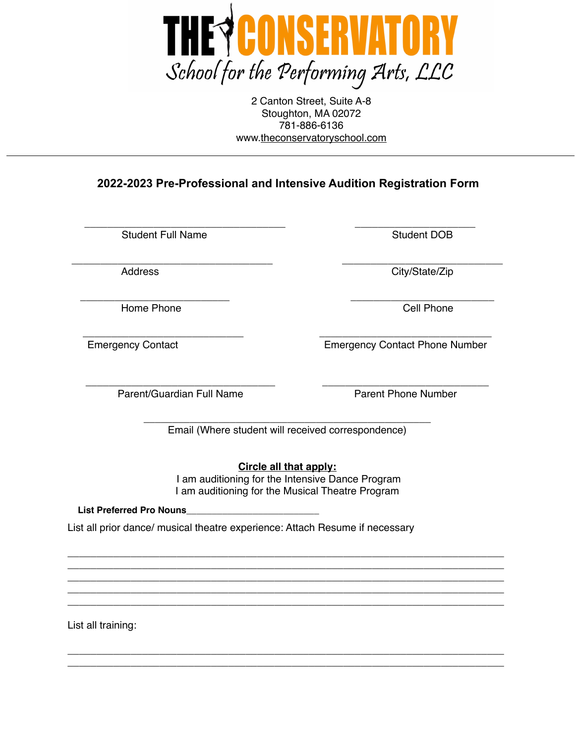# THE CONSERVATORY

*School for the Performing Arts, LLC*

2 Canton Street, Suite A-8
Stoughton, MA 02072
781-886-6136
www.theconservatoryschool.com

---

## 2022-2023 Pre-Professional and Intensive Audition Registration Form

\_\_\_\_\_\_\_\_\_\_\_\_\_\_\_\_\_\_\_\_\_\_\_\_\_\_\_\_\_\_\_\_\_\_\_\_
Student Full Name

\_\_\_\_\_\_\_\_\_\_\_\_\_\_\_\_\_\_\_\_\_\_
Student DOB

\_\_\_\_\_\_\_\_\_\_\_\_\_\_\_\_\_\_\_\_\_\_\_\_\_\_\_\_\_\_\_\_\_\_\_\_
Address

\_\_\_\_\_\_\_\_\_\_\_\_\_\_\_\_\_\_\_\_\_\_\_\_\_\_\_\_\_
City/State/Zip

\_\_\_\_\_\_\_\_\_\_\_\_\_\_\_\_\_\_\_\_\_\_\_\_\_\_\_
Home Phone

\_\_\_\_\_\_\_\_\_\_\_\_\_\_\_\_\_\_\_\_\_\_\_\_\_\_
Cell Phone

\_\_\_\_\_\_\_\_\_\_\_\_\_\_\_\_\_\_\_\_\_\_\_\_\_\_\_\_\_
Emergency Contact

\_\_\_\_\_\_\_\_\_\_\_\_\_\_\_\_\_\_\_\_\_\_\_\_\_\_\_\_\_\_\_
Emergency Contact Phone Number

\_\_\_\_\_\_\_\_\_\_\_\_\_\_\_\_\_\_\_\_\_\_\_\_\_\_\_\_\_\_\_\_\_\_
Parent/Guardian Full Name

\_\_\_\_\_\_\_\_\_\_\_\_\_\_\_\_\_\_\_\_\_\_\_\_\_\_\_\_\_\_
Parent Phone Number

\_\_\_\_\_\_\_\_\_\_\_\_\_\_\_\_\_\_\_\_\_\_\_\_\_\_\_\_\_\_\_\_\_\_\_\_\_\_\_\_\_\_\_\_\_\_\_\_\_\_
Email (Where student will received correspondence)

**Circle all that apply:**

I am auditioning for the Intensive Dance Program
I am auditioning for the Musical Theatre Program

**List Preferred Pro Nouns**\_\_\_\_\_\_\_\_\_\_\_\_\_\_\_\_\_\_\_\_\_\_\_\_

List all prior dance/ musical theatre experience: Attach Resume if necessary

\_\_\_\_\_\_\_\_\_\_\_\_\_\_\_\_\_\_\_\_\_\_\_\_\_\_\_\_\_\_\_\_\_\_\_\_\_\_\_\_\_\_\_\_\_\_\_\_\_\_\_\_\_\_\_\_\_\_\_\_\_\_\_\_\_\_\_\_\_\_\_\_\_\_\_\_
\_\_\_\_\_\_\_\_\_\_\_\_\_\_\_\_\_\_\_\_\_\_\_\_\_\_\_\_\_\_\_\_\_\_\_\_\_\_\_\_\_\_\_\_\_\_\_\_\_\_\_\_\_\_\_\_\_\_\_\_\_\_\_\_\_\_\_\_\_\_\_\_\_\_\_\_
\_\_\_\_\_\_\_\_\_\_\_\_\_\_\_\_\_\_\_\_\_\_\_\_\_\_\_\_\_\_\_\_\_\_\_\_\_\_\_\_\_\_\_\_\_\_\_\_\_\_\_\_\_\_\_\_\_\_\_\_\_\_\_\_\_\_\_\_\_\_\_\_\_\_\_\_
\_\_\_\_\_\_\_\_\_\_\_\_\_\_\_\_\_\_\_\_\_\_\_\_\_\_\_\_\_\_\_\_\_\_\_\_\_\_\_\_\_\_\_\_\_\_\_\_\_\_\_\_\_\_\_\_\_\_\_\_\_\_\_\_\_\_\_\_\_\_\_\_\_\_\_\_
\_\_\_\_\_\_\_\_\_\_\_\_\_\_\_\_\_\_\_\_\_\_\_\_\_\_\_\_\_\_\_\_\_\_\_\_\_\_\_\_\_\_\_\_\_\_\_\_\_\_\_\_\_\_\_\_\_\_\_\_\_\_\_\_\_\_\_\_\_\_\_\_\_\_\_\_

List all training:

\_\_\_\_\_\_\_\_\_\_\_\_\_\_\_\_\_\_\_\_\_\_\_\_\_\_\_\_\_\_\_\_\_\_\_\_\_\_\_\_\_\_\_\_\_\_\_\_\_\_\_\_\_\_\_\_\_\_\_\_\_\_\_\_\_\_\_\_\_\_\_\_\_\_\_\_
\_\_\_\_\_\_\_\_\_\_\_\_\_\_\_\_\_\_\_\_\_\_\_\_\_\_\_\_\_\_\_\_\_\_\_\_\_\_\_\_\_\_\_\_\_\_\_\_\_\_\_\_\_\_\_\_\_\_\_\_\_\_\_\_\_\_\_\_\_\_\_\_\_\_\_\_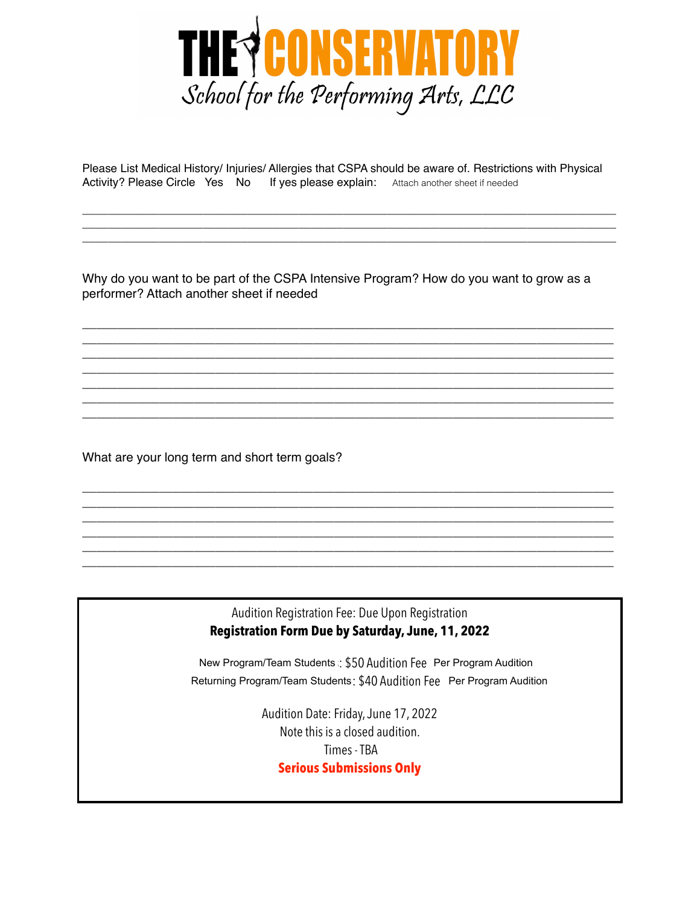# THE CONSERVATORY

*School for the Performing Arts, LLC*

Please List Medical History/ Injuries/ Allergies that CSPA should be aware of. Restrictions with Physical Activity? Please Circle Yes No If yes please explain: Attach another sheet if needed

\_\_\_\_\_\_\_\_\_\_\_\_\_\_\_\_\_\_\_\_\_\_\_\_\_\_\_\_\_\_\_\_\_\_\_\_\_\_\_\_\_\_\_\_\_\_\_\_\_\_\_\_\_\_\_\_\_\_\_\_\_\_\_\_\_\_\_\_\_\_\_\_\_\_\_\_
\_\_\_\_\_\_\_\_\_\_\_\_\_\_\_\_\_\_\_\_\_\_\_\_\_\_\_\_\_\_\_\_\_\_\_\_\_\_\_\_\_\_\_\_\_\_\_\_\_\_\_\_\_\_\_\_\_\_\_\_\_\_\_\_\_\_\_\_\_\_\_\_\_\_\_\_
\_\_\_\_\_\_\_\_\_\_\_\_\_\_\_\_\_\_\_\_\_\_\_\_\_\_\_\_\_\_\_\_\_\_\_\_\_\_\_\_\_\_\_\_\_\_\_\_\_\_\_\_\_\_\_\_\_\_\_\_\_\_\_\_\_\_\_\_\_\_\_\_\_\_\_\_

Why do you want to be part of the CSPA Intensive Program? How do you want to grow as a performer? Attach another sheet if needed

\_\_\_\_\_\_\_\_\_\_\_\_\_\_\_\_\_\_\_\_\_\_\_\_\_\_\_\_\_\_\_\_\_\_\_\_\_\_\_\_\_\_\_\_\_\_\_\_\_\_\_\_\_\_\_\_\_\_\_\_\_\_\_\_\_\_\_\_\_\_\_\_\_\_\_\_
\_\_\_\_\_\_\_\_\_\_\_\_\_\_\_\_\_\_\_\_\_\_\_\_\_\_\_\_\_\_\_\_\_\_\_\_\_\_\_\_\_\_\_\_\_\_\_\_\_\_\_\_\_\_\_\_\_\_\_\_\_\_\_\_\_\_\_\_\_\_\_\_\_\_\_\_
\_\_\_\_\_\_\_\_\_\_\_\_\_\_\_\_\_\_\_\_\_\_\_\_\_\_\_\_\_\_\_\_\_\_\_\_\_\_\_\_\_\_\_\_\_\_\_\_\_\_\_\_\_\_\_\_\_\_\_\_\_\_\_\_\_\_\_\_\_\_\_\_\_\_\_\_
\_\_\_\_\_\_\_\_\_\_\_\_\_\_\_\_\_\_\_\_\_\_\_\_\_\_\_\_\_\_\_\_\_\_\_\_\_\_\_\_\_\_\_\_\_\_\_\_\_\_\_\_\_\_\_\_\_\_\_\_\_\_\_\_\_\_\_\_\_\_\_\_\_\_\_\_
\_\_\_\_\_\_\_\_\_\_\_\_\_\_\_\_\_\_\_\_\_\_\_\_\_\_\_\_\_\_\_\_\_\_\_\_\_\_\_\_\_\_\_\_\_\_\_\_\_\_\_\_\_\_\_\_\_\_\_\_\_\_\_\_\_\_\_\_\_\_\_\_\_\_\_\_
\_\_\_\_\_\_\_\_\_\_\_\_\_\_\_\_\_\_\_\_\_\_\_\_\_\_\_\_\_\_\_\_\_\_\_\_\_\_\_\_\_\_\_\_\_\_\_\_\_\_\_\_\_\_\_\_\_\_\_\_\_\_\_\_\_\_\_\_\_\_\_\_\_\_\_\_
\_\_\_\_\_\_\_\_\_\_\_\_\_\_\_\_\_\_\_\_\_\_\_\_\_\_\_\_\_\_\_\_\_\_\_\_\_\_\_\_\_\_\_\_\_\_\_\_\_\_\_\_\_\_\_\_\_\_\_\_\_\_\_\_\_\_\_\_\_\_\_\_\_\_\_\_

What are your long term and short term goals?

\_\_\_\_\_\_\_\_\_\_\_\_\_\_\_\_\_\_\_\_\_\_\_\_\_\_\_\_\_\_\_\_\_\_\_\_\_\_\_\_\_\_\_\_\_\_\_\_\_\_\_\_\_\_\_\_\_\_\_\_\_\_\_\_\_\_\_\_\_\_\_\_\_\_\_\_
\_\_\_\_\_\_\_\_\_\_\_\_\_\_\_\_\_\_\_\_\_\_\_\_\_\_\_\_\_\_\_\_\_\_\_\_\_\_\_\_\_\_\_\_\_\_\_\_\_\_\_\_\_\_\_\_\_\_\_\_\_\_\_\_\_\_\_\_\_\_\_\_\_\_\_\_
\_\_\_\_\_\_\_\_\_\_\_\_\_\_\_\_\_\_\_\_\_\_\_\_\_\_\_\_\_\_\_\_\_\_\_\_\_\_\_\_\_\_\_\_\_\_\_\_\_\_\_\_\_\_\_\_\_\_\_\_\_\_\_\_\_\_\_\_\_\_\_\_\_\_\_\_
\_\_\_\_\_\_\_\_\_\_\_\_\_\_\_\_\_\_\_\_\_\_\_\_\_\_\_\_\_\_\_\_\_\_\_\_\_\_\_\_\_\_\_\_\_\_\_\_\_\_\_\_\_\_\_\_\_\_\_\_\_\_\_\_\_\_\_\_\_\_\_\_\_\_\_\_
\_\_\_\_\_\_\_\_\_\_\_\_\_\_\_\_\_\_\_\_\_\_\_\_\_\_\_\_\_\_\_\_\_\_\_\_\_\_\_\_\_\_\_\_\_\_\_\_\_\_\_\_\_\_\_\_\_\_\_\_\_\_\_\_\_\_\_\_\_\_\_\_\_\_\_\_
\_\_\_\_\_\_\_\_\_\_\_\_\_\_\_\_\_\_\_\_\_\_\_\_\_\_\_\_\_\_\_\_\_\_\_\_\_\_\_\_\_\_\_\_\_\_\_\_\_\_\_\_\_\_\_\_\_\_\_\_\_\_\_\_\_\_\_\_\_\_\_\_\_\_\_\_

Audition Registration Fee: Due Upon Registration

**Registration Form Due by Saturday, June, 11, 2022**

New Program/Team Students : $50 Audition Fee Per Program Audition

Returning Program/Team Students : $40 Audition Fee Per Program Audition

Audition Date: Friday, June 17, 2022

Note this is a closed audition.

Times - TBA

**Serious Submissions Only**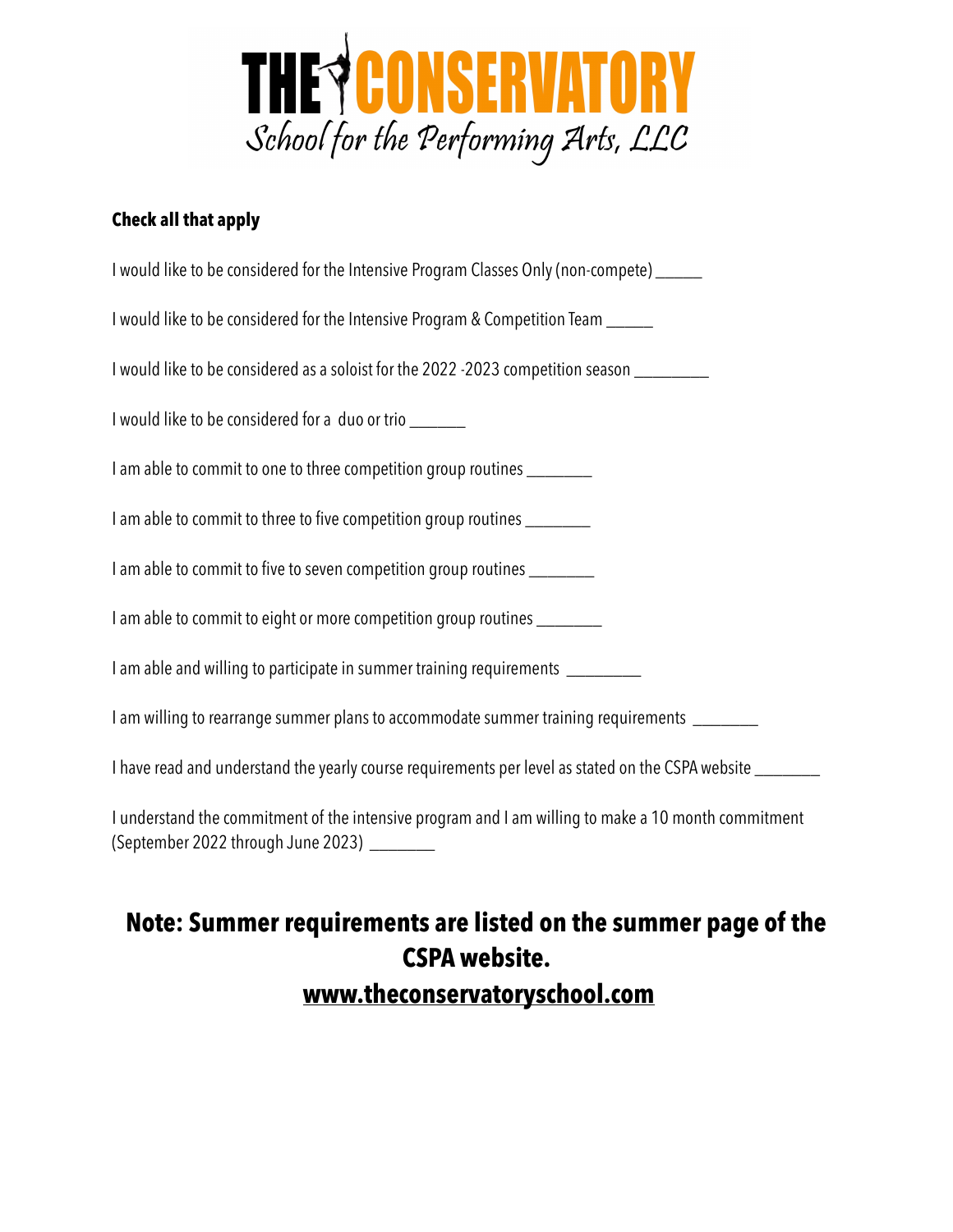# THE CONSERVATORY

*School for the Performing Arts, LLC*

**Check all that apply**

I would like to be considered for the Intensive Program Classes Only (non-compete) ______

I would like to be considered for the Intensive Program & Competition Team ______

I would like to be considered as a soloist for the 2022 -2023 competition season _________

I would like to be considered for a duo or trio _______

I am able to commit to one to three competition group routines ________

I am able to commit to three to five competition group routines ________

I am able to commit to five to seven competition group routines ________

I am able to commit to eight or more competition group routines ________

I am able and willing to participate in summer training requirements _________

I am willing to rearrange summer plans to accommodate summer training requirements ________

I have read and understand the yearly course requirements per level as stated on the CSPA website ________

I understand the commitment of the intensive program and I am willing to make a 10 month commitment (September 2022 through June 2023) ________

## Note: Summer requirements are listed on the summer page of the CSPA website.

## www.theconservatoryschool.com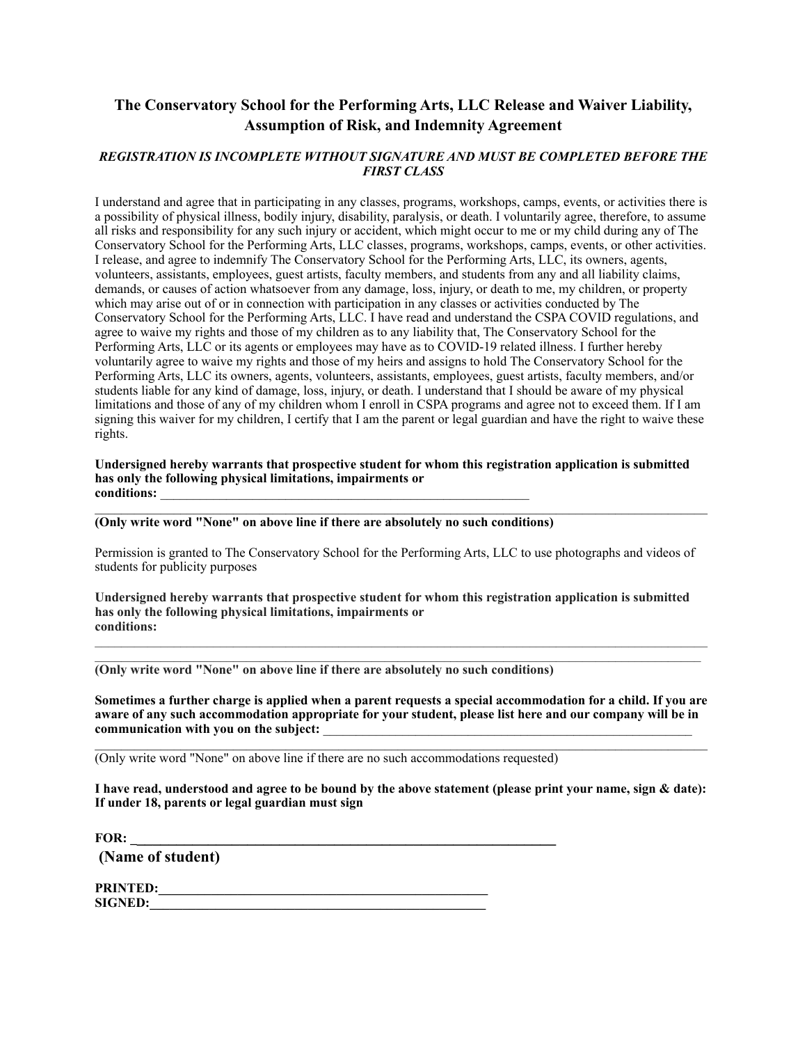## The Conservatory School for the Performing Arts, LLC Release and Waiver Liability, Assumption of Risk, and Indemnity Agreement

***REGISTRATION IS INCOMPLETE WITHOUT SIGNATURE AND MUST BE COMPLETED BEFORE THE FIRST CLASS***

I understand and agree that in participating in any classes, programs, workshops, camps, events, or activities there is a possibility of physical illness, bodily injury, disability, paralysis, or death. I voluntarily agree, therefore, to assume all risks and responsibility for any such injury or accident, which might occur to me or my child during any of The Conservatory School for the Performing Arts, LLC classes, programs, workshops, camps, events, or other activities. I release, and agree to indemnify The Conservatory School for the Performing Arts, LLC, its owners, agents, volunteers, assistants, employees, guest artists, faculty members, and students from any and all liability claims, demands, or causes of action whatsoever from any damage, loss, injury, or death to me, my children, or property which may arise out of or in connection with participation in any classes or activities conducted by The Conservatory School for the Performing Arts, LLC. I have read and understand the CSPA COVID regulations, and agree to waive my rights and those of my children as to any liability that, The Conservatory School for the Performing Arts, LLC or its agents or employees may have as to COVID-19 related illness. I further hereby voluntarily agree to waive my rights and those of my heirs and assigns to hold The Conservatory School for the Performing Arts, LLC its owners, agents, volunteers, assistants, employees, guest artists, faculty members, and/or students liable for any kind of damage, loss, injury, or death. I understand that I should be aware of my physical limitations and those of any of my children whom I enroll in CSPA programs and agree not to exceed them. If I am signing this waiver for my children, I certify that I am the parent or legal guardian and have the right to waive these rights.

**Undersigned hereby warrants that prospective student for whom this registration application is submitted has only the following physical limitations, impairments or conditions:** ____________________________________________________________

______________________________________________________________________________________________

**(Only write word "None" on above line if there are absolutely no such conditions)**

Permission is granted to The Conservatory School for the Performing Arts, LLC to use photographs and videos of students for publicity purposes

**Undersigned hereby warrants that prospective student for whom this registration application is submitted has only the following physical limitations, impairments or conditions:**

______________________________________________________________________________________________

______________________________________________________________________________________________

**(Only write word "None" on above line if there are absolutely no such conditions)**

**Sometimes a further charge is applied when a parent requests a special accommodation for a child. If you are aware of any such accommodation appropriate for your student, please list here and our company will be in communication with you on the subject:** ____________________________________________________________

______________________________________________________________________________________________

(Only write word "None" on above line if there are no such accommodations requested)

**I have read, understood and agree to be bound by the above statement (please print your name, sign & date): If under 18, parents or legal guardian must sign**

**FOR:** ________________________________________________________________

**(Name of student)**

**PRINTED:**____________________________________________________

**SIGNED:**_____________________________________________________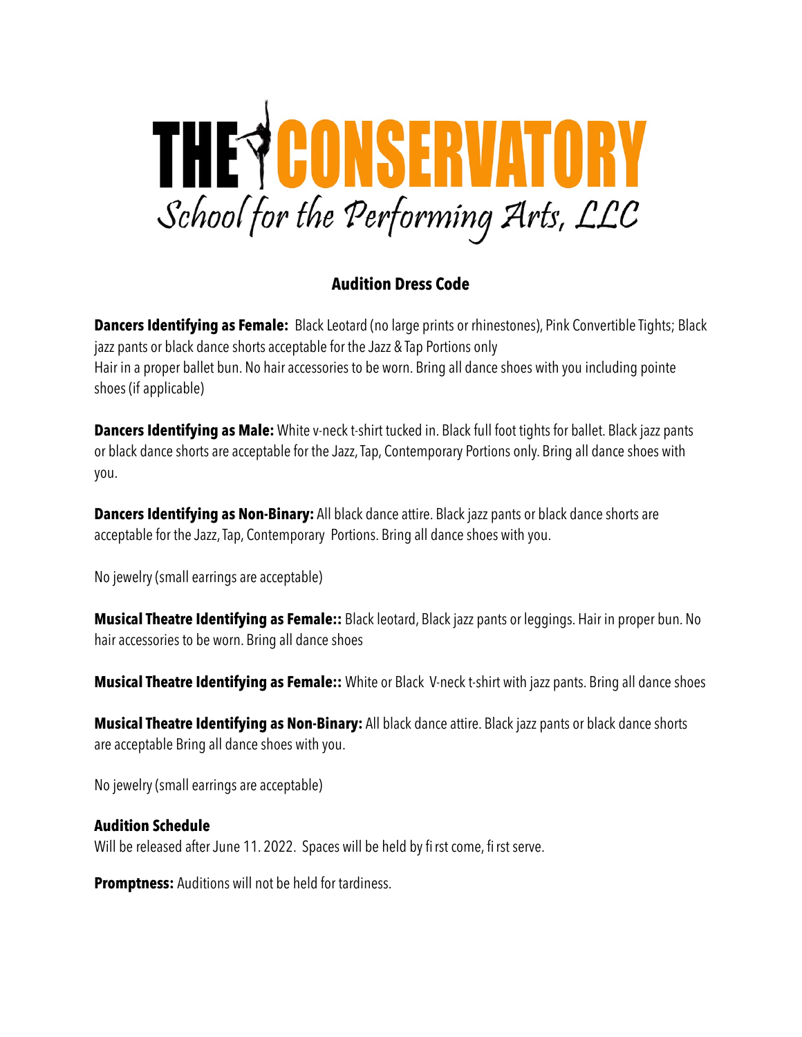# THE CONSERVATORY
*School for the Performing Arts, LLC*

## Audition Dress Code

**Dancers Identifying as Female:** Black Leotard (no large prints or rhinestones), Pink Convertible Tights; Black jazz pants or black dance shorts acceptable for the Jazz & Tap Portions only
Hair in a proper ballet bun. No hair accessories to be worn. Bring all dance shoes with you including pointe shoes (if applicable)

**Dancers Identifying as Male:** White v-neck t-shirt tucked in. Black full foot tights for ballet. Black jazz pants or black dance shorts are acceptable for the Jazz, Tap, Contemporary Portions only. Bring all dance shoes with you.

**Dancers Identifying as Non-Binary:** All black dance attire. Black jazz pants or black dance shorts are acceptable for the Jazz, Tap, Contemporary Portions. Bring all dance shoes with you.

No jewelry (small earrings are acceptable)

**Musical Theatre Identifying as Female::** Black leotard, Black jazz pants or leggings. Hair in proper bun. No hair accessories to be worn. Bring all dance shoes

**Musical Theatre Identifying as Female::** White or Black V-neck t-shirt with jazz pants. Bring all dance shoes

**Musical Theatre Identifying as Non-Binary:** All black dance attire. Black jazz pants or black dance shorts are acceptable Bring all dance shoes with you.

No jewelry (small earrings are acceptable)

**Audition Schedule**
Will be released after June 11. 2022. Spaces will be held by first come, first serve.

**Promptness:** Auditions will not be held for tardiness.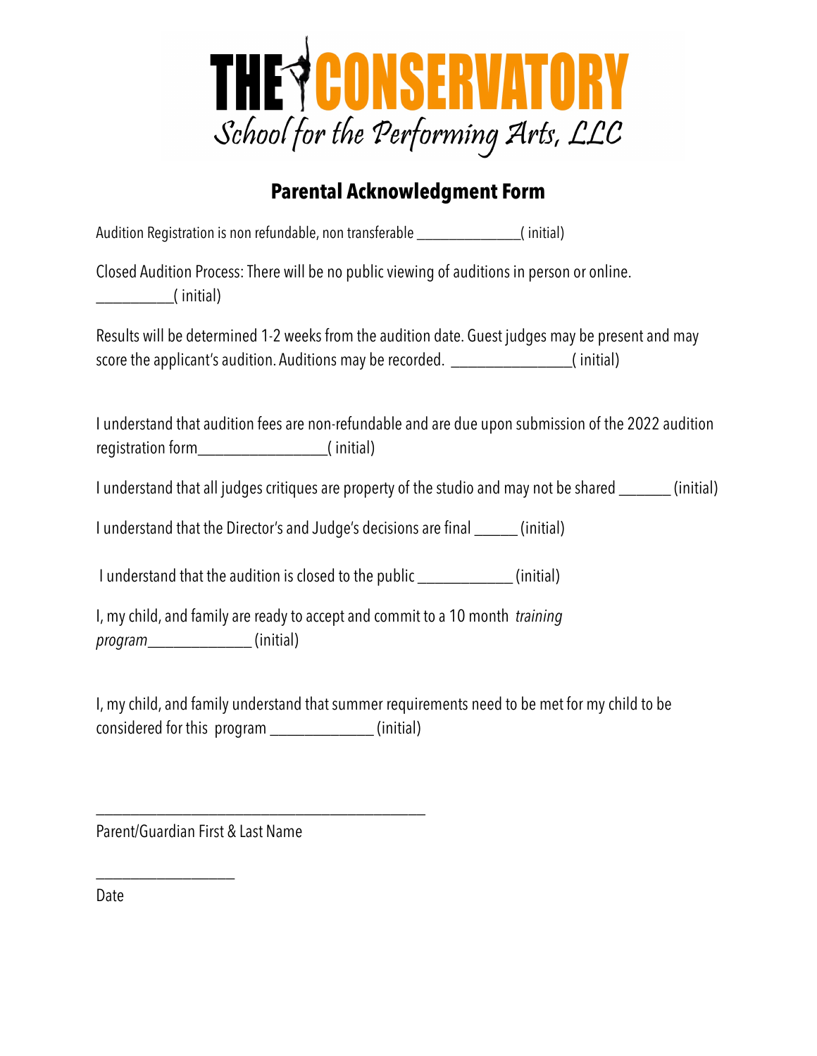# THE CONSERVATORY

School for the Performing Arts, LLC

## Parental Acknowledgment Form

Audition Registration is non refundable, non transferable ______________( initial)

Closed Audition Process: There will be no public viewing of auditions in person or online. __________( initial)

Results will be determined 1-2 weeks from the audition date. Guest judges may be present and may score the applicant's audition. Auditions may be recorded. ________________( initial)

I understand that audition fees are non-refundable and are due upon submission of the 2022 audition registration form________________( initial)

I understand that all judges critiques are property of the studio and may not be shared _______ (initial)

I understand that the Director's and Judge's decisions are final ______ (initial)

I understand that the audition is closed to the public ____________ (initial)

I, my child, and family are ready to accept and commit to a 10 month *training program*_____________ (initial)

I, my child, and family understand that summer requirements need to be met for my child to be considered for this program _____________ (initial)

_____________________________________________

Parent/Guardian First & Last Name

__________________

Date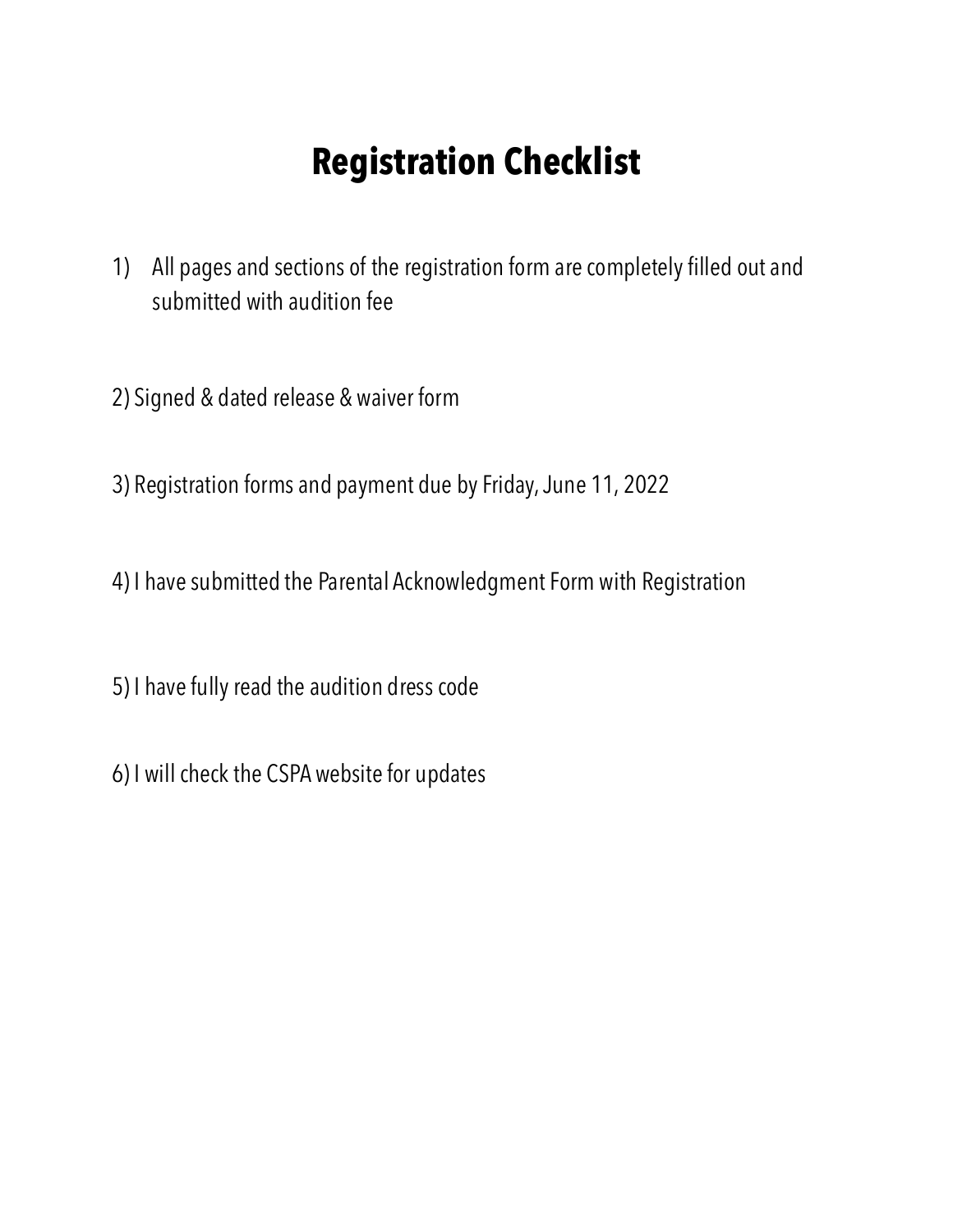# Registration Checklist

1) All pages and sections of the registration form are completely filled out and submitted with audition fee

2) Signed & dated release & waiver form

3) Registration forms and payment due by Friday, June 11, 2022

4) I have submitted the Parental Acknowledgment Form with Registration

5) I have fully read the audition dress code

6) I will check the CSPA website for updates